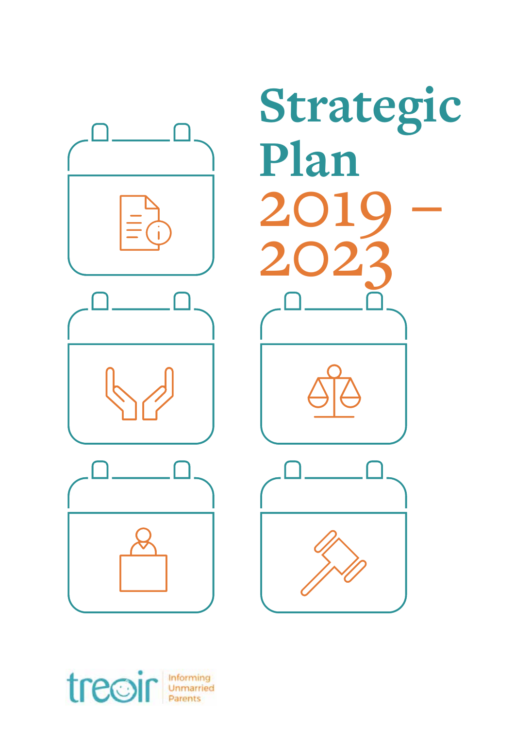# Strategic Plan 2019 – 2023

treoir

Informing Unmarried Parents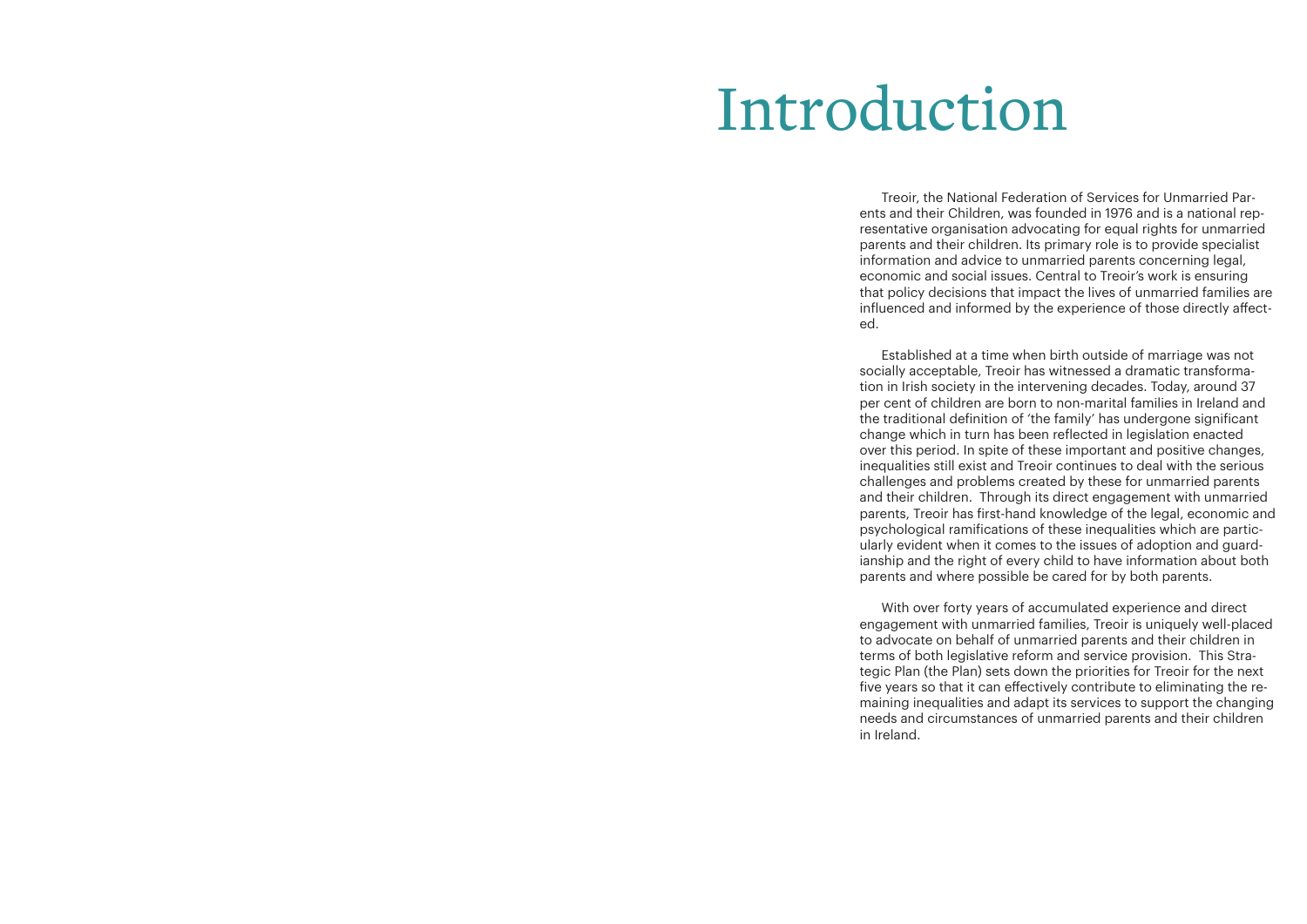# Introduction

Treoir, the National Federation of Services for Unmarried Parents and their Children, was founded in 1976 and is a national representative organisation advocating for equal rights for unmarried parents and their children. Its primary role is to provide specialist information and advice to unmarried parents concerning legal, economic and social issues. Central to Treoir's work is ensuring that policy decisions that impact the lives of unmarried families are influenced and informed by the experience of those directly affected.

Established at a time when birth outside of marriage was not socially acceptable, Treoir has witnessed a dramatic transformation in Irish society in the intervening decades. Today, around 37 per cent of children are born to non-marital families in Ireland and the traditional definition of 'the family' has undergone significant change which in turn has been reflected in legislation enacted over this period. In spite of these important and positive changes, inequalities still exist and Treoir continues to deal with the serious challenges and problems created by these for unmarried parents and their children. Through its direct engagement with unmarried parents, Treoir has first-hand knowledge of the legal, economic and psychological ramifications of these inequalities which are particularly evident when it comes to the issues of adoption and guardianship and the right of every child to have information about both parents and where possible be cared for by both parents.

With over forty years of accumulated experience and direct engagement with unmarried families, Treoir is uniquely well-placed to advocate on behalf of unmarried parents and their children in terms of both legislative reform and service provision. This Strategic Plan (the Plan) sets down the priorities for Treoir for the next five years so that it can effectively contribute to eliminating the remaining inequalities and adapt its services to support the changing needs and circumstances of unmarried parents and their children in Ireland.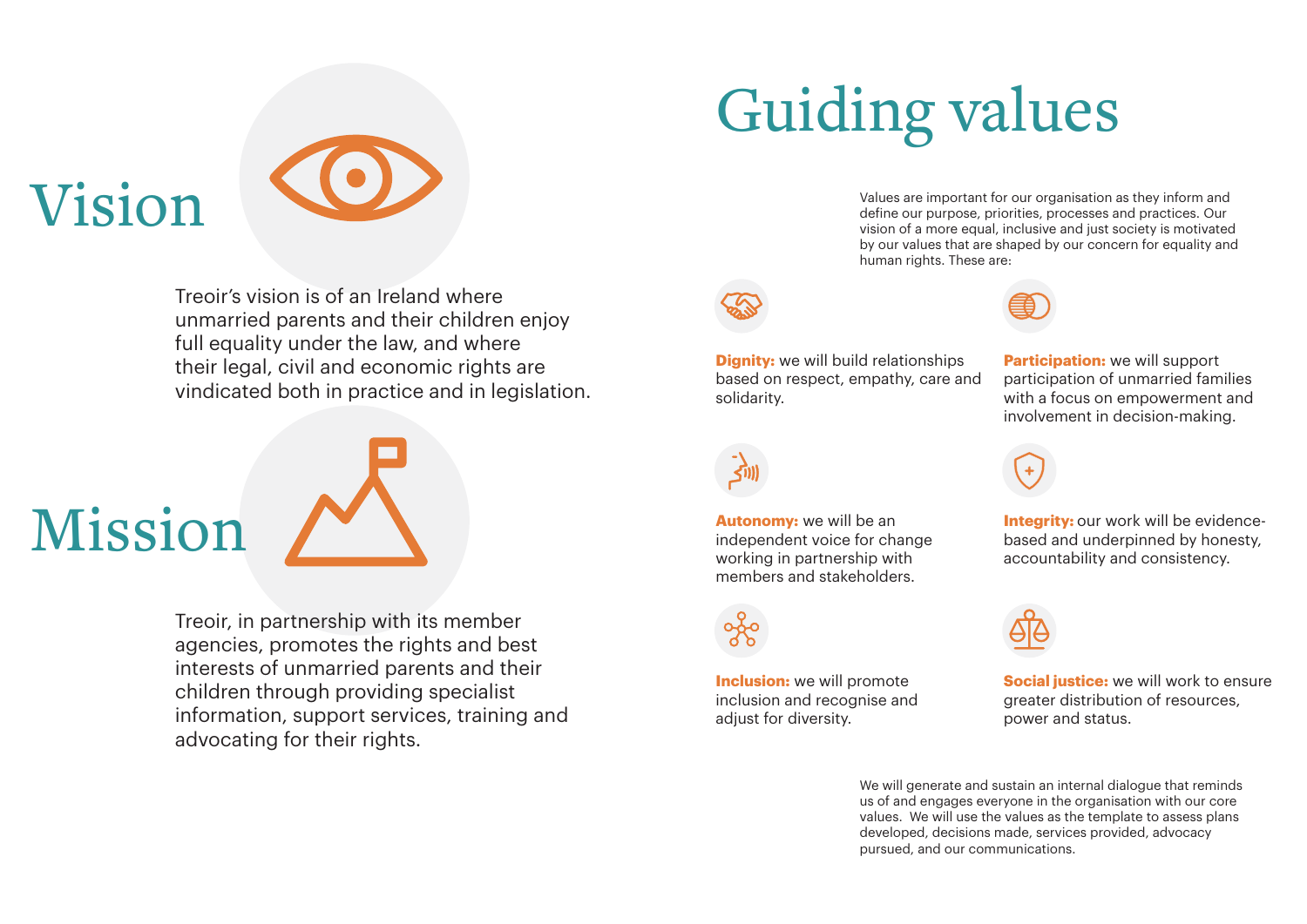## Vision

Treoir's vision is of an Ireland where unmarried parents and their children enjoy full equality under the law, and where their legal, civil and economic rights are vindicated both in practice and in legislation.

## Mission

Treoir, in partnership with its member agencies, promotes the rights and best interests of unmarried parents and their children through providing specialist information, support services, training and advocating for their rights.

# Guiding values

Values are important for our organisation as they inform and define our purpose, priorities, processes and practices. Our vision of a more equal, inclusive and just society is motivated by our values that are shaped by our concern for equality and human rights. These are:

**Dignity:** we will build relationships based on respect, empathy, care and solidarity.

**Participation:** we will support participation of unmarried families with a focus on empowerment and involvement in decision-making.

**Autonomy:** we will be an independent voice for change working in partnership with members and stakeholders.

**Integrity:** our work will be evidence-based and underpinned by honesty, accountability and consistency.

**Inclusion:** we will promote inclusion and recognise and adjust for diversity.

**Social justice:** we will work to ensure greater distribution of resources, power and status.

We will generate and sustain an internal dialogue that reminds us of and engages everyone in the organisation with our core values. We will use the values as the template to assess plans developed, decisions made, services provided, advocacy pursued, and our communications.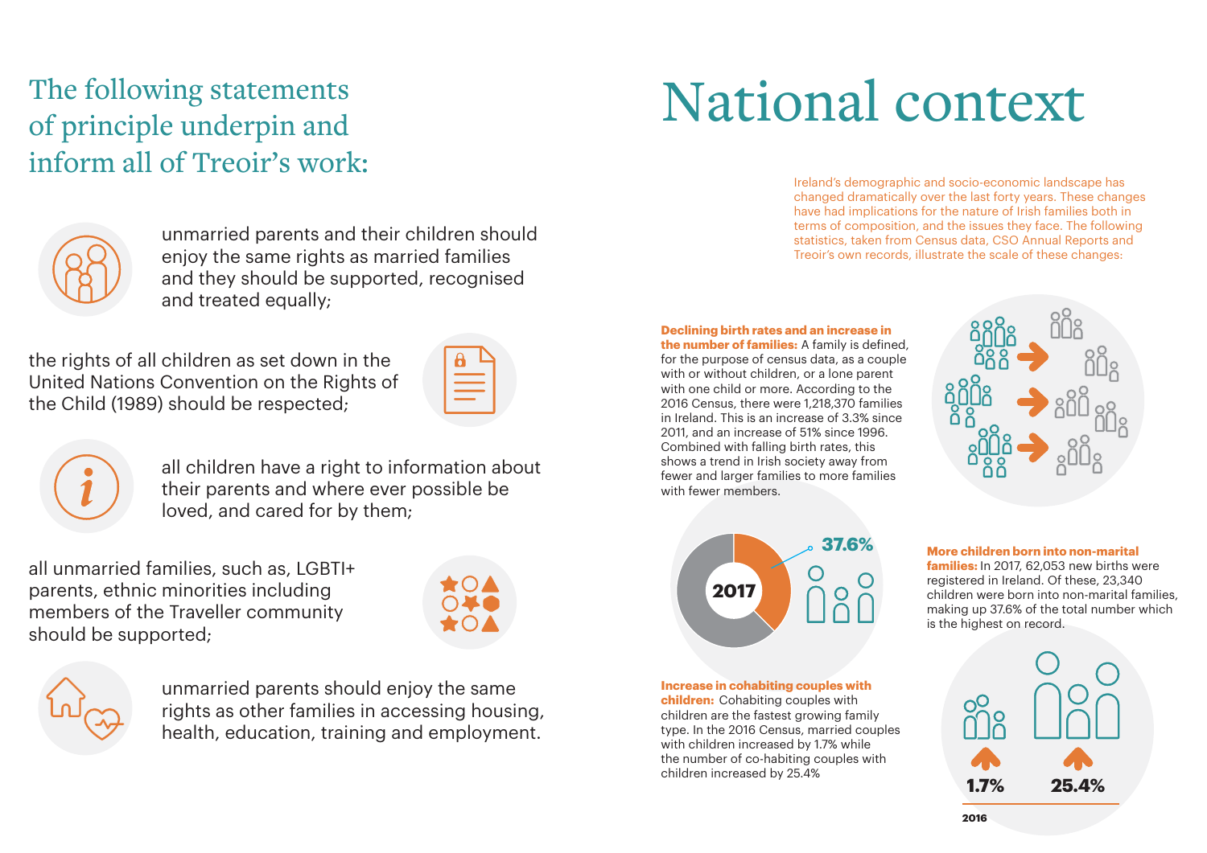## The following statements of principle underpin and inform all of Treoir's work:

- unmarried parents and their children should enjoy the same rights as married families and they should be supported, recognised and treated equally;
- the rights of all children as set down in the United Nations Convention on the Rights of the Child (1989) should be respected;
- all children have a right to information about their parents and where ever possible be loved, and cared for by them;
- all unmarried families, such as, LGBTI+ parents, ethnic minorities including members of the Traveller community should be supported;
- unmarried parents should enjoy the same rights as other families in accessing housing, health, education, training and employment.

# National context

Ireland's demographic and socio-economic landscape has changed dramatically over the last forty years. These changes have had implications for the nature of Irish families both in terms of composition, and the issues they face. The following statistics, taken from Census data, CSO Annual Reports and Treoir's own records, illustrate the scale of these changes:

**Declining birth rates and an increase in the number of families:** A family is defined, for the purpose of census data, as a couple with or without children, or a lone parent with one child or more. According to the 2016 Census, there were 1,218,370 families in Ireland. This is an increase of 3.3% since 2011, and an increase of 51% since 1996. Combined with falling birth rates, this shows a trend in Irish society away from fewer and larger families to more families with fewer members.

2017 — 37.6%

**More children born into non-marital families:** In 2017, 62,053 new births were registered in Ireland. Of these, 23,340 children were born into non-marital families, making up 37.6% of the total number which is the highest on record.

**Increase in cohabiting couples with children:** Cohabiting couples with children are the fastest growing family type. In the 2016 Census, married couples with children increased by 1.7% while the number of co-habiting couples with children increased by 25.4%

1.7% — 25.4%

2016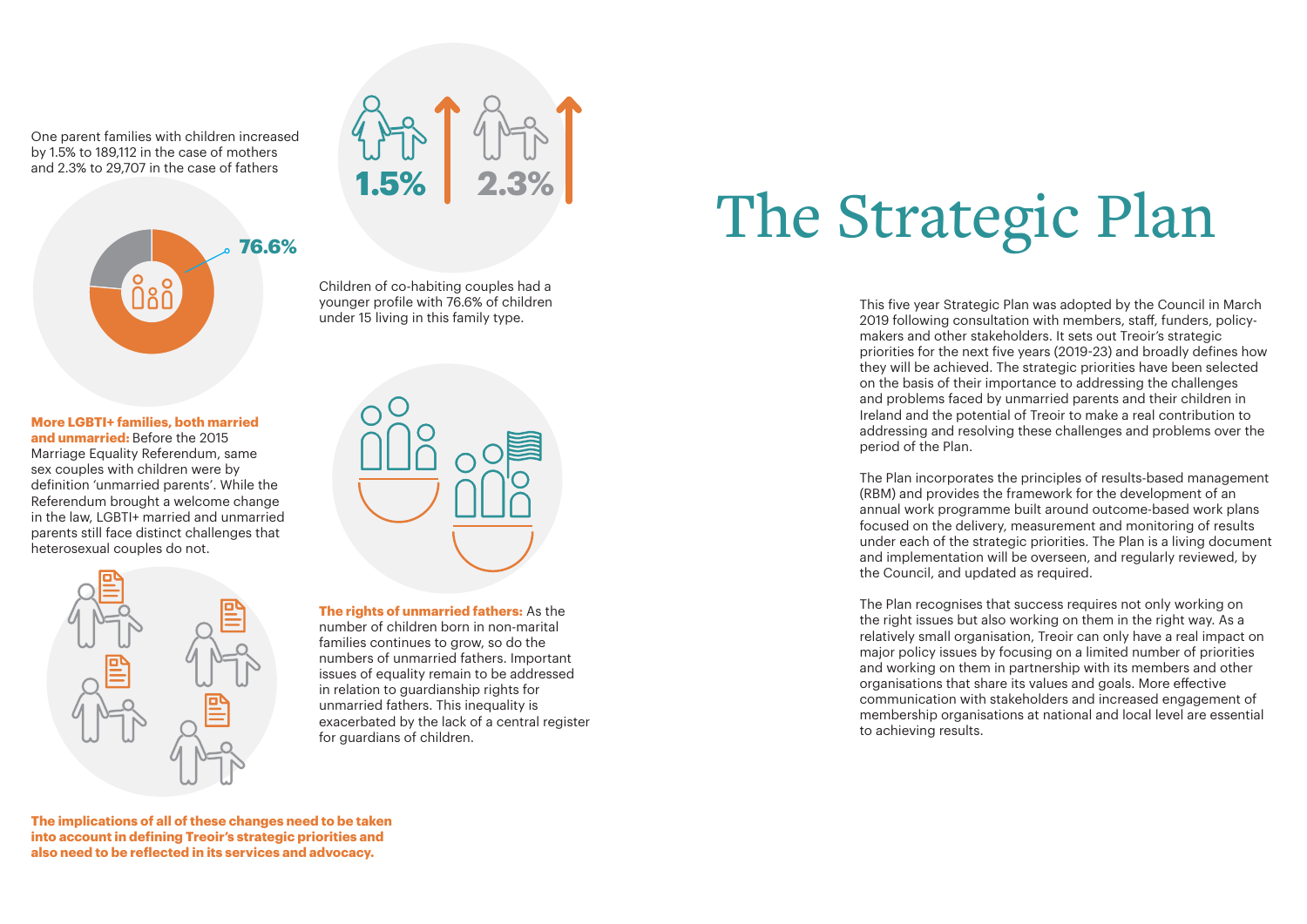One parent families with children increased by 1.5% to 189,112 in the case of mothers and 2.3% to 29,707 in the case of fathers

1.5%

2.3%

76.6%

Children of co-habiting couples had a younger profile with 76.6% of children under 15 living in this family type.

**More LGBTI+ families, both married and unmarried:** Before the 2015 Marriage Equality Referendum, same sex couples with children were by definition 'unmarried parents'. While the Referendum brought a welcome change in the law, LGBTI+ married and unmarried parents still face distinct challenges that heterosexual couples do not.

**The rights of unmarried fathers:** As the number of children born in non-marital families continues to grow, so do the numbers of unmarried fathers. Important issues of equality remain to be addressed in relation to guardianship rights for unmarried fathers. This inequality is exacerbated by the lack of a central register for guardians of children.

**The implications of all of these changes need to be taken into account in defining Treoir's strategic priorities and also need to be reflected in its services and advocacy.**

# The Strategic Plan

This five year Strategic Plan was adopted by the Council in March 2019 following consultation with members, staff, funders, policy-makers and other stakeholders. It sets out Treoir's strategic priorities for the next five years (2019-23) and broadly defines how they will be achieved. The strategic priorities have been selected on the basis of their importance to addressing the challenges and problems faced by unmarried parents and their children in Ireland and the potential of Treoir to make a real contribution to addressing and resolving these challenges and problems over the period of the Plan.

The Plan incorporates the principles of results-based management (RBM) and provides the framework for the development of an annual work programme built around outcome-based work plans focused on the delivery, measurement and monitoring of results under each of the strategic priorities. The Plan is a living document and implementation will be overseen, and regularly reviewed, by the Council, and updated as required.

The Plan recognises that success requires not only working on the right issues but also working on them in the right way. As a relatively small organisation, Treoir can only have a real impact on major policy issues by focusing on a limited number of priorities and working on them in partnership with its members and other organisations that share its values and goals. More effective communication with stakeholders and increased engagement of membership organisations at national and local level are essential to achieving results.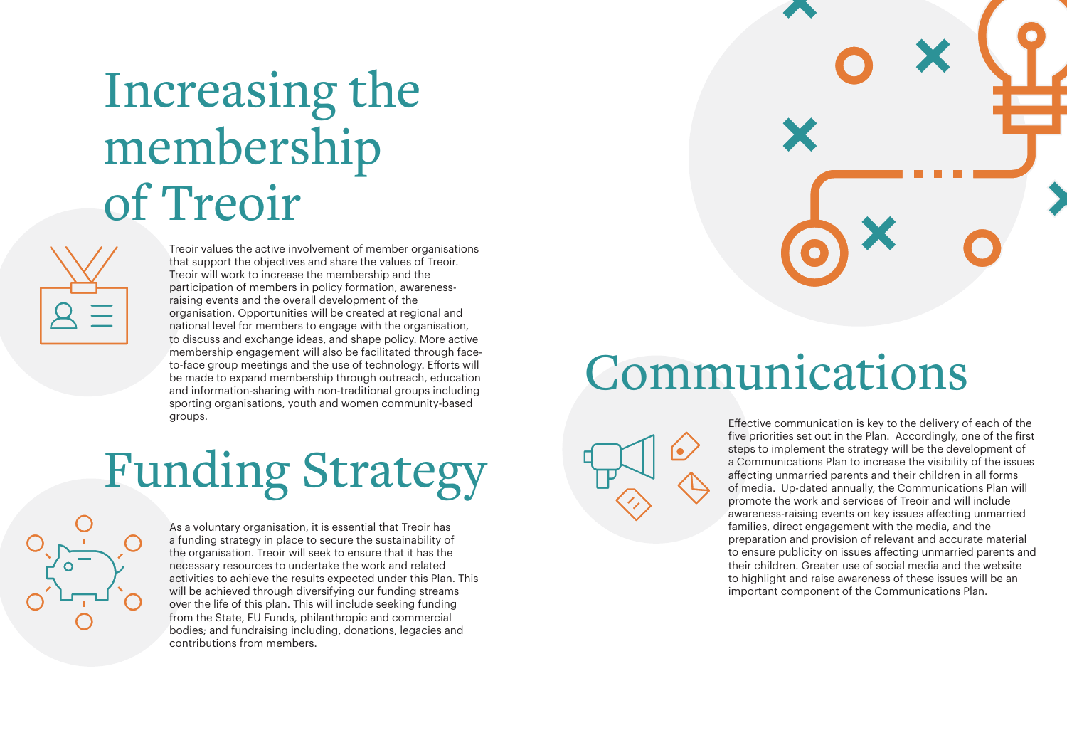# Increasing the membership of Treoir

Treoir values the active involvement of member organisations that support the objectives and share the values of Treoir. Treoir will work to increase the membership and the participation of members in policy formation, awareness-raising events and the overall development of the organisation. Opportunities will be created at regional and national level for members to engage with the organisation, to discuss and exchange ideas, and shape policy. More active membership engagement will also be facilitated through face-to-face group meetings and the use of technology. Efforts will be made to expand membership through outreach, education and information-sharing with non-traditional groups including sporting organisations, youth and women community-based groups.

# Funding Strategy

As a voluntary organisation, it is essential that Treoir has a funding strategy in place to secure the sustainability of the organisation. Treoir will seek to ensure that it has the necessary resources to undertake the work and related activities to achieve the results expected under this Plan. This will be achieved through diversifying our funding streams over the life of this plan. This will include seeking funding from the State, EU Funds, philanthropic and commercial bodies; and fundraising including, donations, legacies and contributions from members.

# Communications

Effective communication is key to the delivery of each of the five priorities set out in the Plan. Accordingly, one of the first steps to implement the strategy will be the development of a Communications Plan to increase the visibility of the issues affecting unmarried parents and their children in all forms of media. Up-dated annually, the Communications Plan will promote the work and services of Treoir and will include awareness-raising events on key issues affecting unmarried families, direct engagement with the media, and the preparation and provision of relevant and accurate material to ensure publicity on issues affecting unmarried parents and their children. Greater use of social media and the website to highlight and raise awareness of these issues will be an important component of the Communications Plan.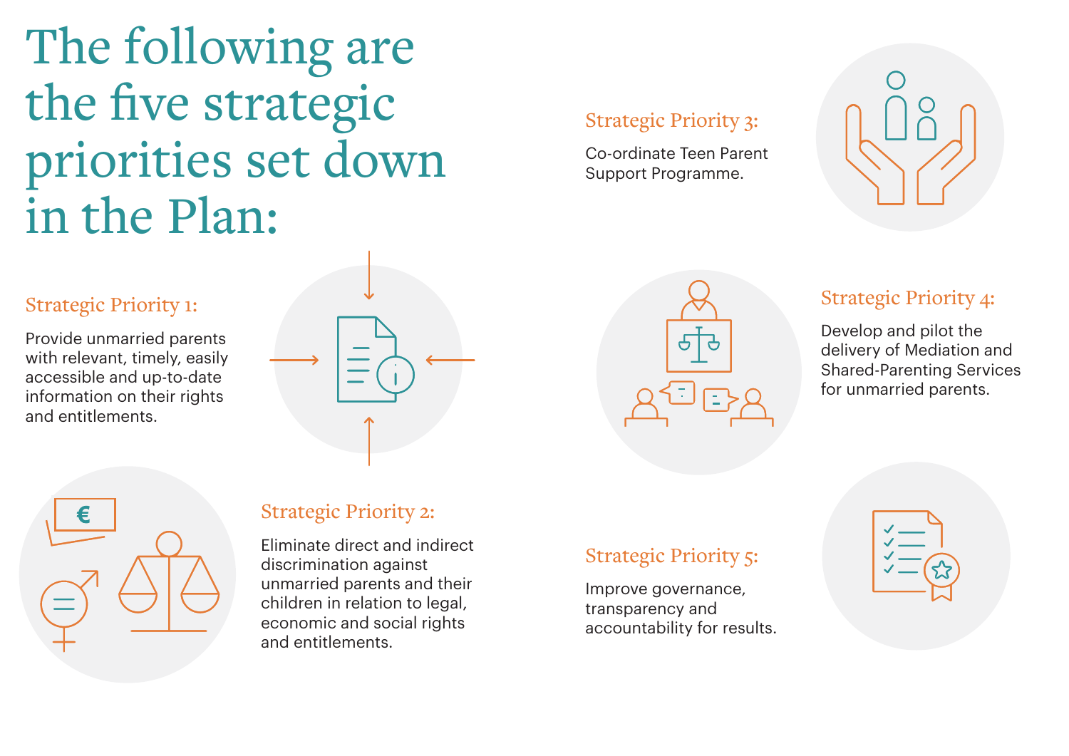# The following are the five strategic priorities set down in the Plan:

### Strategic Priority 1:

Provide unmarried parents with relevant, timely, easily accessible and up-to-date information on their rights and entitlements.

### Strategic Priority 2:

Eliminate direct and indirect discrimination against unmarried parents and their children in relation to legal, economic and social rights and entitlements.

### Strategic Priority 3:

Co-ordinate Teen Parent Support Programme.

### Strategic Priority 4:

Develop and pilot the delivery of Mediation and Shared-Parenting Services for unmarried parents.

### Strategic Priority 5:

Improve governance, transparency and accountability for results.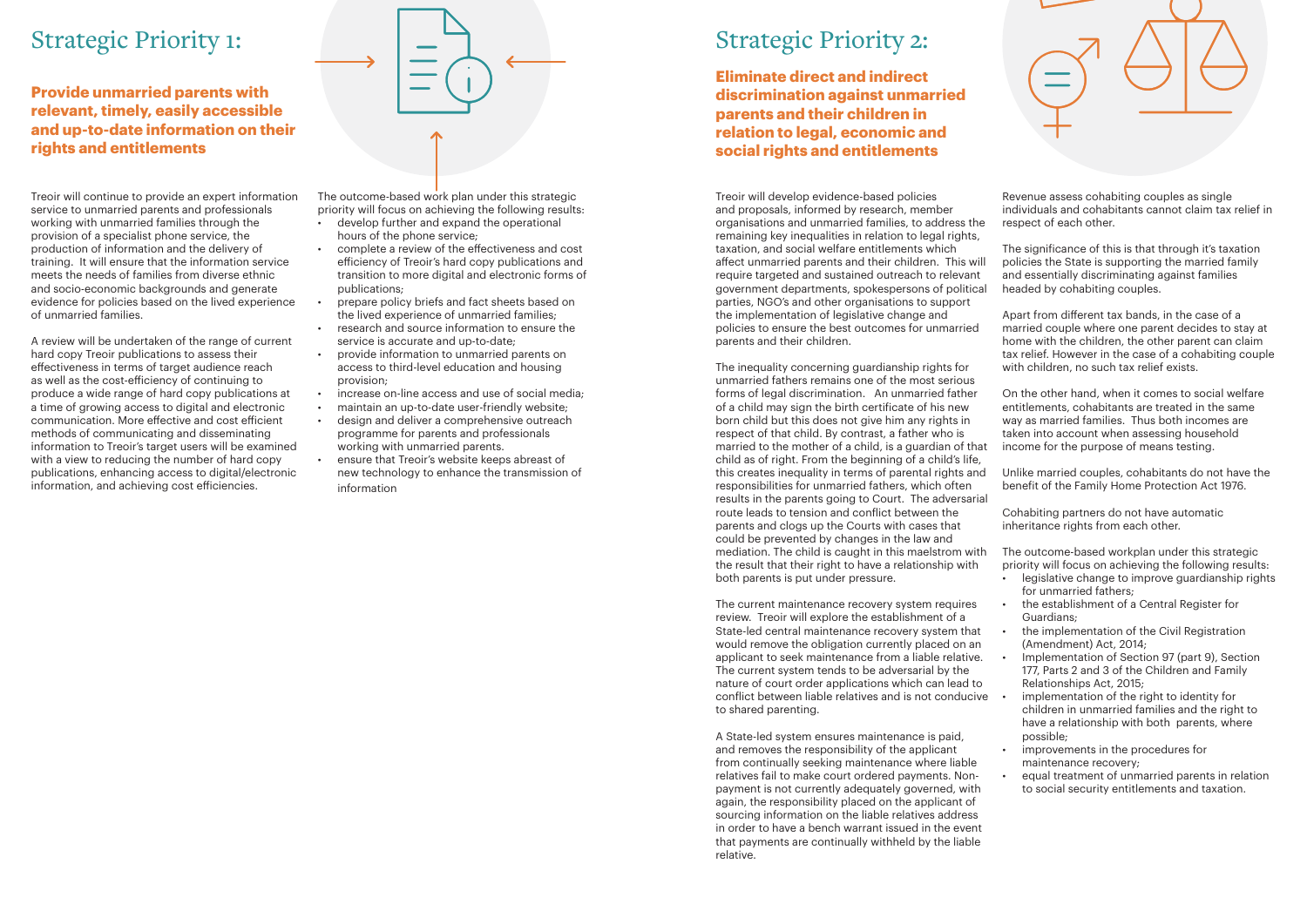# Strategic Priority 1:

## Provide unmarried parents with relevant, timely, easily accessible and up-to-date information on their rights and entitlements

Treoir will continue to provide an expert information service to unmarried parents and professionals working with unmarried families through the provision of a specialist phone service, the production of information and the delivery of training. It will ensure that the information service meets the needs of families from diverse ethnic and socio-economic backgrounds and generate evidence for policies based on the lived experience of unmarried families.

A review will be undertaken of the range of current hard copy Treoir publications to assess their effectiveness in terms of target audience reach as well as the cost-efficiency of continuing to produce a wide range of hard copy publications at a time of growing access to digital and electronic communication. More effective and cost efficient methods of communicating and disseminating information to Treoir's target users will be examined with a view to reducing the number of hard copy publications, enhancing access to digital/electronic information, and achieving cost efficiencies.

The outcome-based work plan under this strategic priority will focus on achieving the following results:

- develop further and expand the operational hours of the phone service;
- complete a review of the effectiveness and cost efficiency of Treoir's hard copy publications and transition to more digital and electronic forms of publications;
- prepare policy briefs and fact sheets based on the lived experience of unmarried families;
- research and source information to ensure the service is accurate and up-to-date;
- provide information to unmarried parents on access to third-level education and housing provision;
- increase on-line access and use of social media;
- maintain an up-to-date user-friendly website;
- design and deliver a comprehensive outreach programme for parents and professionals working with unmarried parents.
- ensure that Treoir's website keeps abreast of new technology to enhance the transmission of information

# Strategic Priority 2:

## Eliminate direct and indirect discrimination against unmarried parents and their children in relation to legal, economic and social rights and entitlements

Treoir will develop evidence-based policies and proposals, informed by research, member organisations and unmarried families, to address the remaining key inequalities in relation to legal rights, taxation, and social welfare entitlements which affect unmarried parents and their children. This will require targeted and sustained outreach to relevant government departments, spokespersons of political parties, NGO's and other organisations to support the implementation of legislative change and policies to ensure the best outcomes for unmarried parents and their children.

The inequality concerning guardianship rights for unmarried fathers remains one of the most serious forms of legal discrimination. An unmarried father of a child may sign the birth certificate of his new born child but this does not give him any rights in respect of that child. By contrast, a father who is married to the mother of a child, is a guardian of that child as of right. From the beginning of a child's life, this creates inequality in terms of parental rights and responsibilities for unmarried fathers, which often results in the parents going to Court. The adversarial route leads to tension and conflict between the parents and clogs up the Courts with cases that could be prevented by changes in the law and mediation. The child is caught in this maelstrom with the result that their right to have a relationship with both parents is put under pressure.

The current maintenance recovery system requires review. Treoir will explore the establishment of a State-led central maintenance recovery system that would remove the obligation currently placed on an applicant to seek maintenance from a liable relative. The current system tends to be adversarial by the nature of court order applications which can lead to conflict between liable relatives and is not conducive to shared parenting.

A State-led system ensures maintenance is paid, and removes the responsibility of the applicant from continually seeking maintenance where liable relatives fail to make court ordered payments. Non-payment is not currently adequately governed, with again, the responsibility placed on the applicant of sourcing information on the liable relatives address in order to have a bench warrant issued in the event that payments are continually withheld by the liable relative.

Revenue assess cohabiting couples as single individuals and cohabitants cannot claim tax relief in respect of each other.

The significance of this is that through it's taxation policies the State is supporting the married family and essentially discriminating against families headed by cohabiting couples.

Apart from different tax bands, in the case of a married couple where one parent decides to stay at home with the children, the other parent can claim tax relief. However in the case of a cohabiting couple with children, no such tax relief exists.

On the other hand, when it comes to social welfare entitlements, cohabitants are treated in the same way as married families. Thus both incomes are taken into account when assessing household income for the purpose of means testing.

Unlike married couples, cohabitants do not have the benefit of the Family Home Protection Act 1976.

Cohabiting partners do not have automatic inheritance rights from each other.

The outcome-based workplan under this strategic priority will focus on achieving the following results:

- legislative change to improve guardianship rights for unmarried fathers;
- the establishment of a Central Register for Guardians;
- the implementation of the Civil Registration (Amendment) Act, 2014;
- Implementation of Section 97 (part 9), Section 177, Parts 2 and 3 of the Children and Family Relationships Act, 2015;
- implementation of the right to identity for children in unmarried families and the right to have a relationship with both parents, where possible;
- improvements in the procedures for maintenance recovery;
- equal treatment of unmarried parents in relation to social security entitlements and taxation.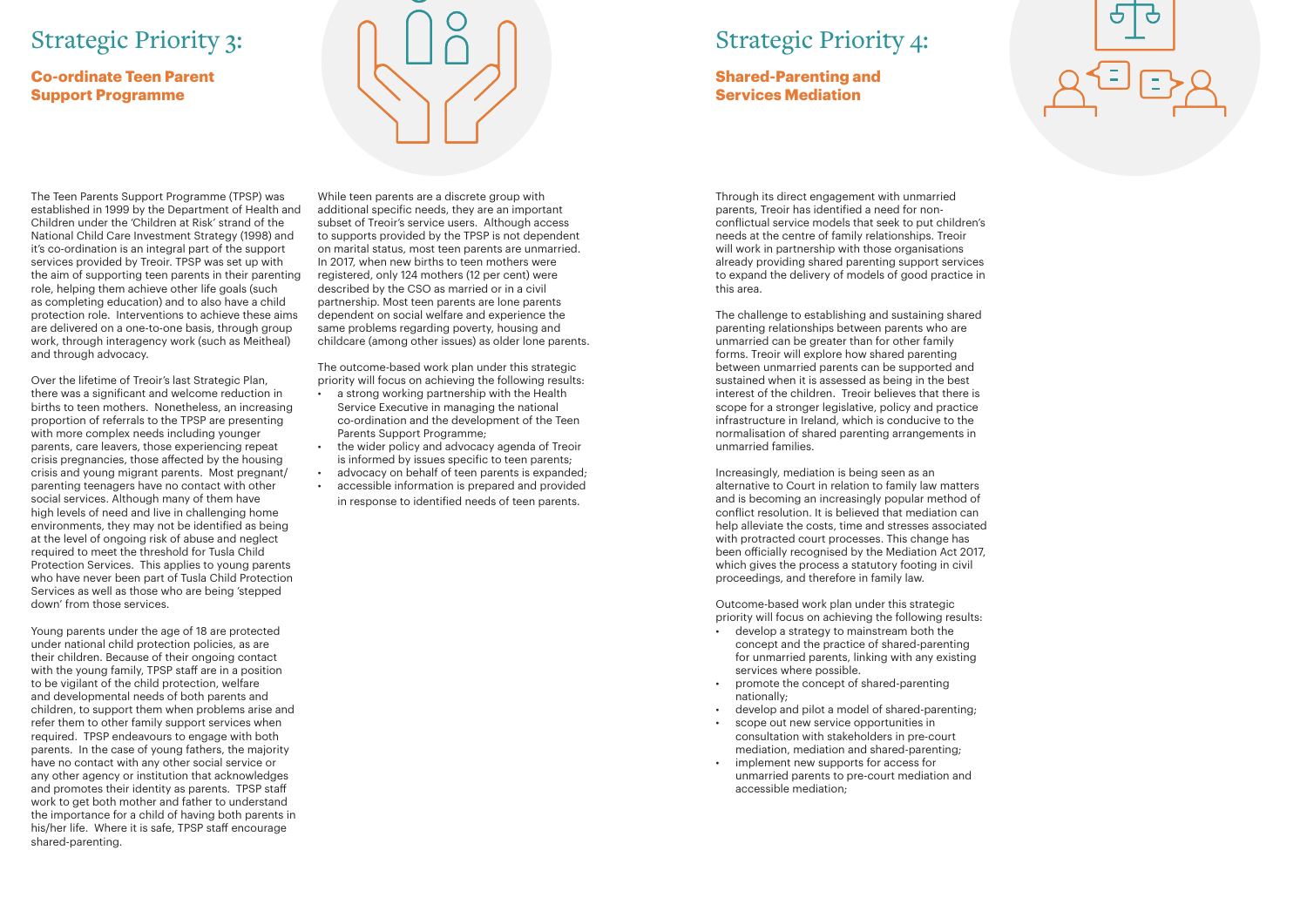# Strategic Priority 3:

## Co-ordinate Teen Parent Support Programme

The Teen Parents Support Programme (TPSP) was established in 1999 by the Department of Health and Children under the 'Children at Risk' strand of the National Child Care Investment Strategy (1998) and it's co-ordination is an integral part of the support services provided by Treoir. TPSP was set up with the aim of supporting teen parents in their parenting role, helping them achieve other life goals (such as completing education) and to also have a child protection role. Interventions to achieve these aims are delivered on a one-to-one basis, through group work, through interagency work (such as Meitheal) and through advocacy.

Over the lifetime of Treoir's last Strategic Plan, there was a significant and welcome reduction in births to teen mothers. Nonetheless, an increasing proportion of referrals to the TPSP are presenting with more complex needs including younger parents, care leavers, those experiencing repeat crisis pregnancies, those affected by the housing crisis and young migrant parents. Most pregnant/parenting teenagers have no contact with other social services. Although many of them have high levels of need and live in challenging home environments, they may not be identified as being at the level of ongoing risk of abuse and neglect required to meet the threshold for Tusla Child Protection Services. This applies to young parents who have never been part of Tusla Child Protection Services as well as those who are being 'stepped down' from those services.

Young parents under the age of 18 are protected under national child protection policies, as are their children. Because of their ongoing contact with the young family, TPSP staff are in a position to be vigilant of the child protection, welfare and developmental needs of both parents and children, to support them when problems arise and refer them to other family support services when required. TPSP endeavours to engage with both parents. In the case of young fathers, the majority have no contact with any other social service or any other agency or institution that acknowledges and promotes their identity as parents. TPSP staff work to get both mother and father to understand the importance for a child of having both parents in his/her life. Where it is safe, TPSP staff encourage shared-parenting.

While teen parents are a discrete group with additional specific needs, they are an important subset of Treoir's service users. Although access to supports provided by the TPSP is not dependent on marital status, most teen parents are unmarried. In 2017, when new births to teen mothers were registered, only 124 mothers (12 per cent) were described by the CSO as married or in a civil partnership. Most teen parents are lone parents dependent on social welfare and experience the same problems regarding poverty, housing and childcare (among other issues) as older lone parents.

The outcome-based work plan under this strategic priority will focus on achieving the following results:

- a strong working partnership with the Health Service Executive in managing the national co-ordination and the development of the Teen Parents Support Programme;
- the wider policy and advocacy agenda of Treoir is informed by issues specific to teen parents;
- advocacy on behalf of teen parents is expanded;
- accessible information is prepared and provided in response to identified needs of teen parents.

# Strategic Priority 4:

## Shared-Parenting and Services Mediation

Through its direct engagement with unmarried parents, Treoir has identified a need for non-conflictual service models that seek to put children's needs at the centre of family relationships. Treoir will work in partnership with those organisations already providing shared parenting support services to expand the delivery of models of good practice in this area.

The challenge to establishing and sustaining shared parenting relationships between parents who are unmarried can be greater than for other family forms. Treoir will explore how shared parenting between unmarried parents can be supported and sustained when it is assessed as being in the best interest of the children. Treoir believes that there is scope for a stronger legislative, policy and practice infrastructure in Ireland, which is conducive to the normalisation of shared parenting arrangements in unmarried families.

Increasingly, mediation is being seen as an alternative to Court in relation to family law matters and is becoming an increasingly popular method of conflict resolution. It is believed that mediation can help alleviate the costs, time and stresses associated with protracted court processes. This change has been officially recognised by the Mediation Act 2017, which gives the process a statutory footing in civil proceedings, and therefore in family law.

Outcome-based work plan under this strategic priority will focus on achieving the following results:

- develop a strategy to mainstream both the concept and the practice of shared-parenting for unmarried parents, linking with any existing services where possible.
- promote the concept of shared-parenting nationally;
- develop and pilot a model of shared-parenting;
- scope out new service opportunities in consultation with stakeholders in pre-court mediation, mediation and shared-parenting;
- implement new supports for access for unmarried parents to pre-court mediation and accessible mediation;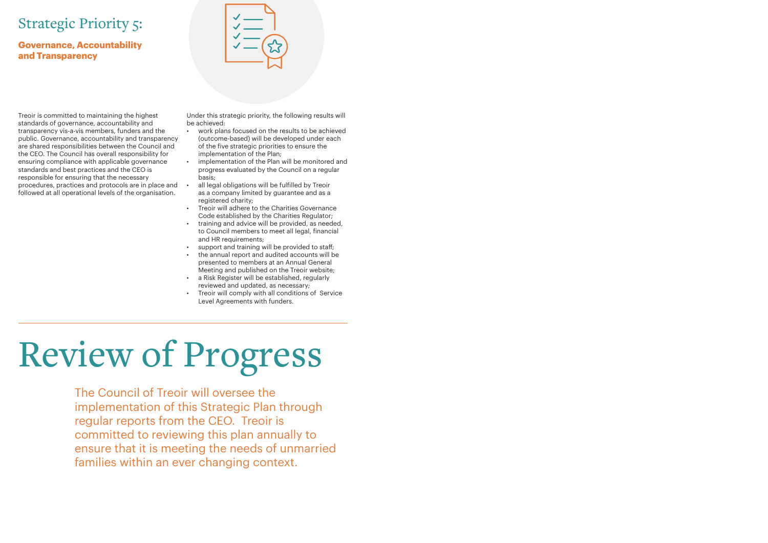## Strategic Priority 5:

### Governance, Accountability and Transparency

Treoir is committed to maintaining the highest standards of governance, accountability and transparency vis-a-vis members, funders and the public. Governance, accountability and transparency are shared responsibilities between the Council and the CEO. The Council has overall responsibility for ensuring compliance with applicable governance standards and best practices and the CEO is responsible for ensuring that the necessary procedures, practices and protocols are in place and followed at all operational levels of the organisation.

Under this strategic priority, the following results will be achieved:

- work plans focused on the results to be achieved (outcome-based) will be developed under each of the five strategic priorities to ensure the implementation of the Plan;
- implementation of the Plan will be monitored and progress evaluated by the Council on a regular basis;
- all legal obligations will be fulfilled by Treoir as a company limited by guarantee and as a registered charity;
- Treoir will adhere to the Charities Governance Code established by the Charities Regulator;
- training and advice will be provided, as needed, to Council members to meet all legal, financial and HR requirements;
- support and training will be provided to staff;
- the annual report and audited accounts will be presented to members at an Annual General Meeting and published on the Treoir website;
- a Risk Register will be established, regularly reviewed and updated, as necessary;
- Treoir will comply with all conditions of Service Level Agreements with funders.

# Review of Progress

The Council of Treoir will oversee the implementation of this Strategic Plan through regular reports from the CEO. Treoir is committed to reviewing this plan annually to ensure that it is meeting the needs of unmarried families within an ever changing context.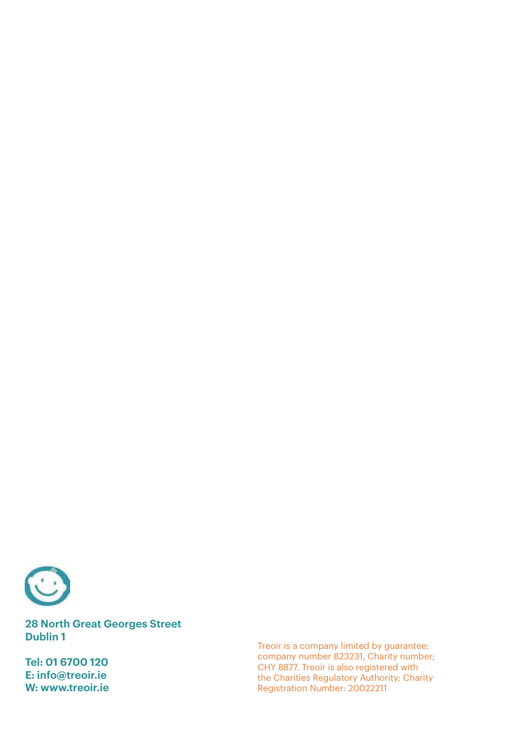**28 North Great Georges Street**
**Dublin 1**

**Tel: 01 6700 120**
**E: info@treoir.ie**
**W: www.treoir.ie**

Treoir is a company limited by guarantee; company number 823231, Charity number; CHY 8877. Treoir is also registered with the Charities Regulatory Authority; Charity Registration Number: 20022211